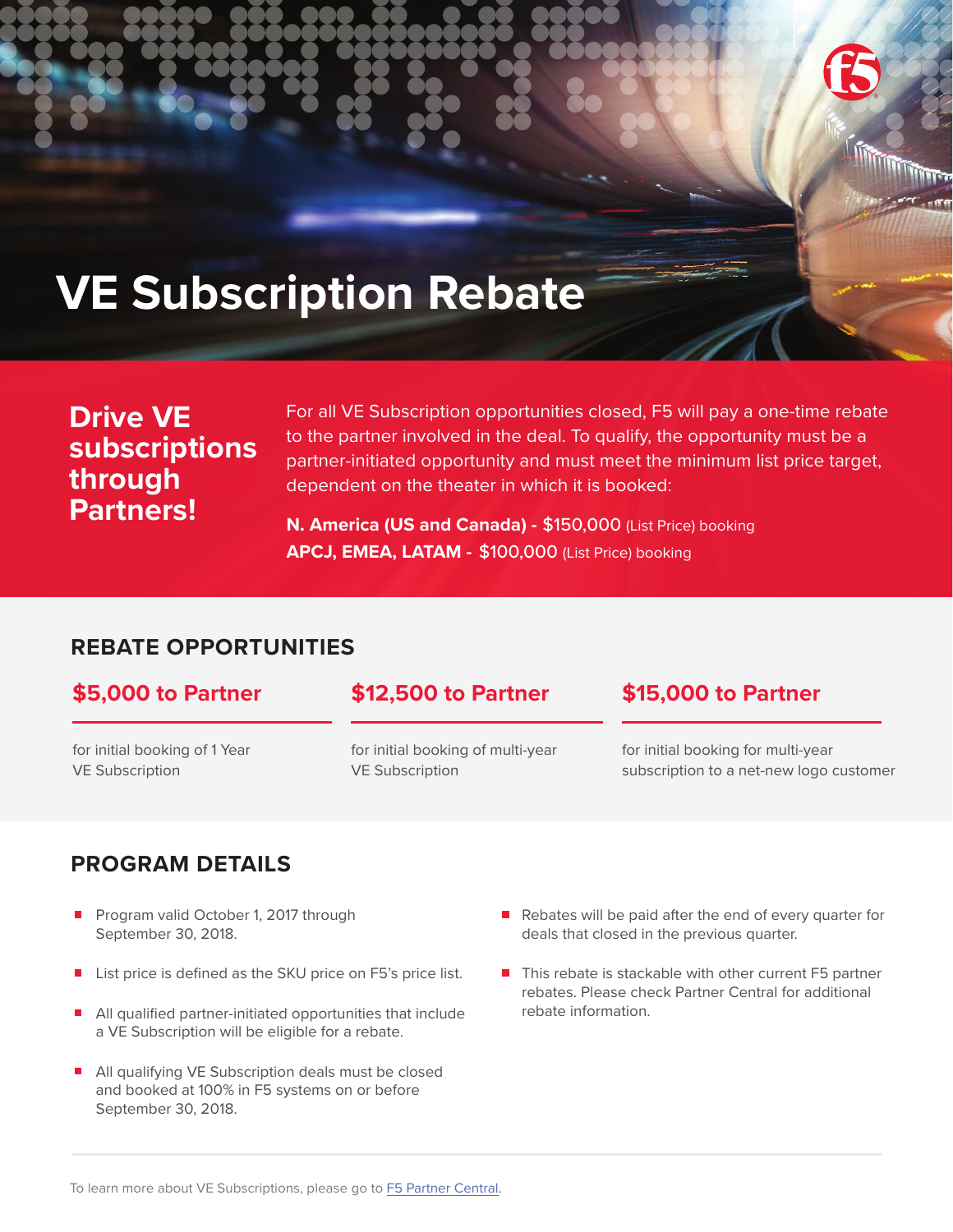# VE Subscription Rebate

## Drive VE subscriptions through Partners!

For all VE Subscription opportunities closed, F5 will pay a one-time rebate to the partner involved in the deal. To qualify, the opportunity must be a partner-initiated opportunity and must meet the minimum list price target, dependent on the theater in which it is booked:

**N. America (US and Canada) -** $150,000 (List Price) booking
**APCJ, EMEA, LATAM -** $100,000 (List Price) booking

## REBATE OPPORTUNITIES

### $5,000 to Partner

for initial booking of 1 Year VE Subscription

### $12,500 to Partner

for initial booking of multi-year VE Subscription

### $15,000 to Partner

for initial booking for multi-year subscription to a net-new logo customer

## PROGRAM DETAILS

- Program valid October 1, 2017 through September 30, 2018.
- List price is defined as the SKU price on F5's price list.
- All qualified partner-initiated opportunities that include a VE Subscription will be eligible for a rebate.
- All qualifying VE Subscription deals must be closed and booked at 100% in F5 systems on or before September 30, 2018.
- Rebates will be paid after the end of every quarter for deals that closed in the previous quarter.
- This rebate is stackable with other current F5 partner rebates. Please check Partner Central for additional rebate information.

To learn more about VE Subscriptions, please go to F5 Partner Central.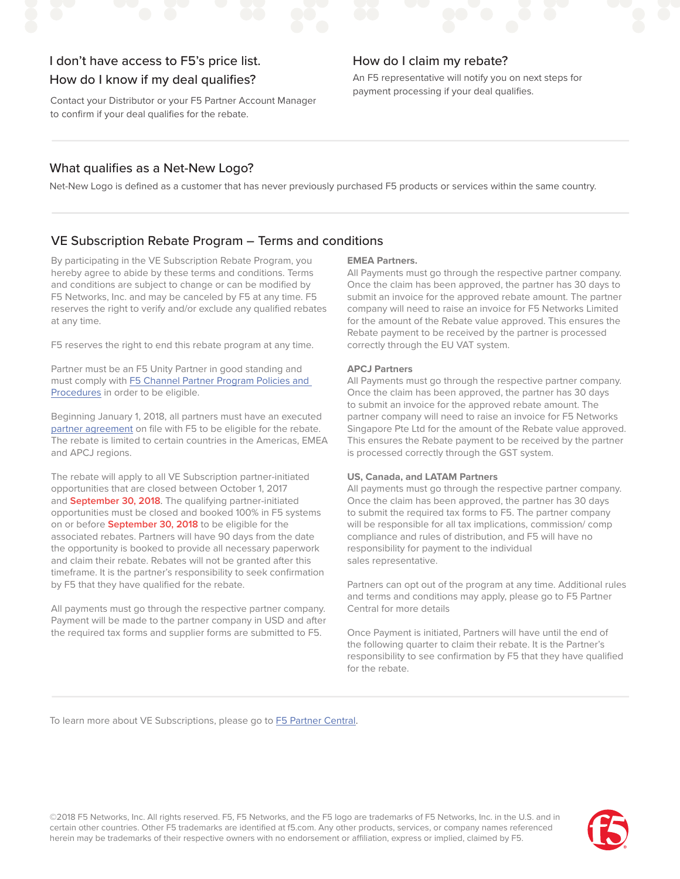## I don't have access to F5's price list. How do I know if my deal qualifies?

Contact your Distributor or your F5 Partner Account Manager to confirm if your deal qualifies for the rebate.

## How do I claim my rebate?

An F5 representative will notify you on next steps for payment processing if your deal qualifies.

## What qualifies as a Net-New Logo?

Net-New Logo is defined as a customer that has never previously purchased F5 products or services within the same country.

## VE Subscription Rebate Program – Terms and conditions

By participating in the VE Subscription Rebate Program, you hereby agree to abide by these terms and conditions. Terms and conditions are subject to change or can be modified by F5 Networks, Inc. and may be canceled by F5 at any time. F5 reserves the right to verify and/or exclude any qualified rebates at any time.

F5 reserves the right to end this rebate program at any time.

Partner must be an F5 Unity Partner in good standing and must comply with F5 Channel Partner Program Policies and Procedures in order to be eligible.

Beginning January 1, 2018, all partners must have an executed partner agreement on file with F5 to be eligible for the rebate. The rebate is limited to certain countries in the Americas, EMEA and APCJ regions.

The rebate will apply to all VE Subscription partner-initiated opportunities that are closed between October 1, 2017 and **September 30, 2018**. The qualifying partner-initiated opportunities must be closed and booked 100% in F5 systems on or before **September 30, 2018** to be eligible for the associated rebates. Partners will have 90 days from the date the opportunity is booked to provide all necessary paperwork and claim their rebate. Rebates will not be granted after this timeframe. It is the partner's responsibility to seek confirmation by F5 that they have qualified for the rebate.

All payments must go through the respective partner company. Payment will be made to the partner company in USD and after the required tax forms and supplier forms are submitted to F5.

**EMEA Partners.**
All Payments must go through the respective partner company. Once the claim has been approved, the partner has 30 days to submit an invoice for the approved rebate amount. The partner company will need to raise an invoice for F5 Networks Limited for the amount of the Rebate value approved. This ensures the Rebate payment to be received by the partner is processed correctly through the EU VAT system.

**APCJ Partners**
All Payments must go through the respective partner company. Once the claim has been approved, the partner has 30 days to submit an invoice for the approved rebate amount. The partner company will need to raise an invoice for F5 Networks Singapore Pte Ltd for the amount of the Rebate value approved. This ensures the Rebate payment to be received by the partner is processed correctly through the GST system.

**US, Canada, and LATAM Partners**
All payments must go through the respective partner company. Once the claim has been approved, the partner has 30 days to submit the required tax forms to F5. The partner company will be responsible for all tax implications, commission/ comp compliance and rules of distribution, and F5 will have no responsibility for payment to the individual sales representative.

Partners can opt out of the program at any time. Additional rules and terms and conditions may apply, please go to F5 Partner Central for more details

Once Payment is initiated, Partners will have until the end of the following quarter to claim their rebate. It is the Partner's responsibility to see confirmation by F5 that they have qualified for the rebate.

To learn more about VE Subscriptions, please go to F5 Partner Central.

©2018 F5 Networks, Inc. All rights reserved. F5, F5 Networks, and the F5 logo are trademarks of F5 Networks, Inc. in the U.S. and in certain other countries. Other F5 trademarks are identified at f5.com. Any other products, services, or company names referenced herein may be trademarks of their respective owners with no endorsement or affiliation, express or implied, claimed by F5.